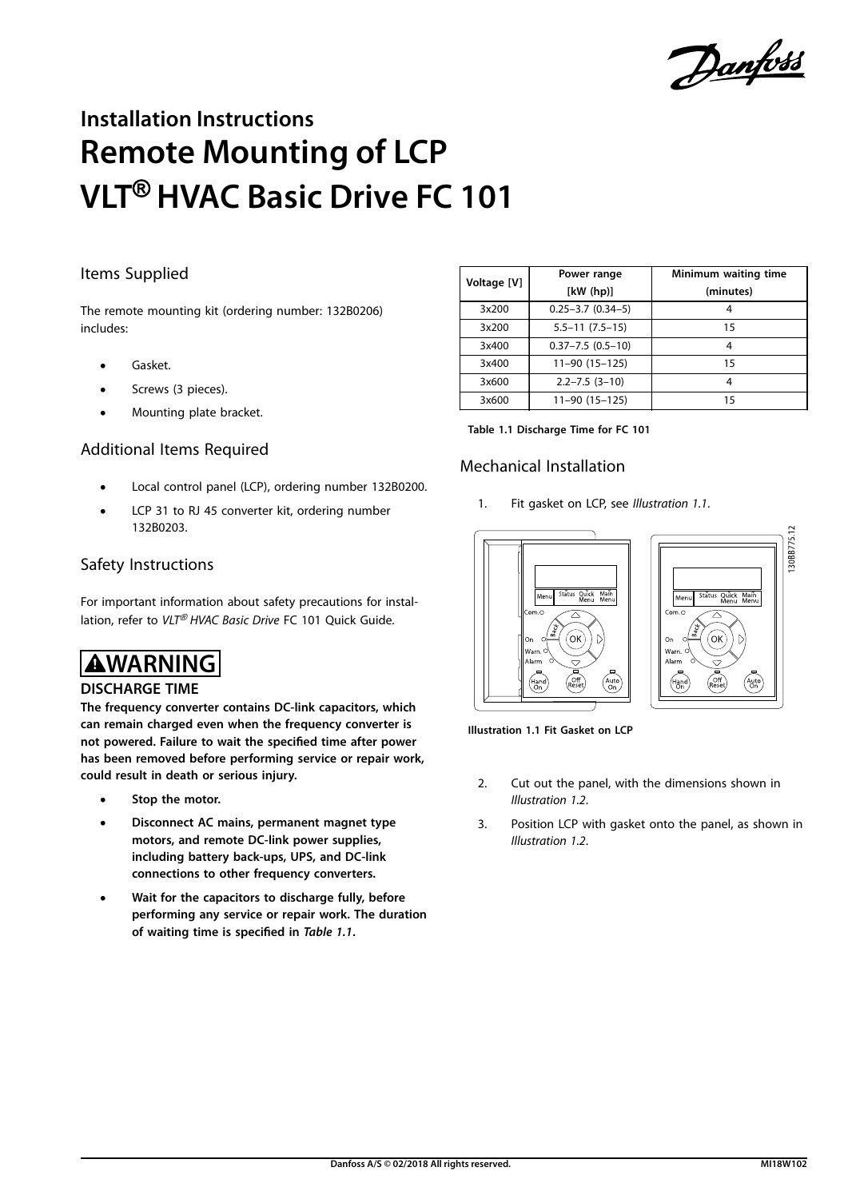# Installation Instructions
# Remote Mounting of LCP VLT® HVAC Basic Drive FC 101

## Items Supplied

The remote mounting kit (ordering number: 132B0206) includes:

- Gasket.
- Screws (3 pieces).
- Mounting plate bracket.

## Additional Items Required

- Local control panel (LCP), ordering number 132B0200.
- LCP 31 to RJ 45 converter kit, ordering number 132B0203.

## Safety Instructions

For important information about safety precautions for installation, refer to *VLT® HVAC Basic Drive* FC 101 Quick Guide.

## WARNING

### DISCHARGE TIME

**The frequency converter contains DC-link capacitors, which can remain charged even when the frequency converter is not powered. Failure to wait the specified time after power has been removed before performing service or repair work, could result in death or serious injury.**

- **Stop the motor.**
- **Disconnect AC mains, permanent magnet type motors, and remote DC-link power supplies, including battery back-ups, UPS, and DC-link connections to other frequency converters.**
- **Wait for the capacitors to discharge fully, before performing any service or repair work. The duration of waiting time is specified in *Table 1.1*.**

| Voltage [V] | Power range [kW (hp)] | Minimum waiting time (minutes) |
|---|---|---|
| 3x200 | 0.25–3.7 (0.34–5) | 4 |
| 3x200 | 5.5–11 (7.5–15) | 15 |
| 3x400 | 0.37–7.5 (0.5–10) | 4 |
| 3x400 | 11–90 (15–125) | 15 |
| 3x600 | 2.2–7.5 (3–10) | 4 |
| 3x600 | 11–90 (15–125) | 15 |

**Table 1.1 Discharge Time for FC 101**

## Mechanical Installation

1. Fit gasket on LCP, see *Illustration 1.1*.

Menu Status Quick Menu Main Menu
Com.
On
Warn.
Alarm
Back
OK
Hand On
Off Reset
Auto On

130BB775.12

**Illustration 1.1 Fit Gasket on LCP**

2. Cut out the panel, with the dimensions shown in *Illustration 1.2*.
3. Position LCP with gasket onto the panel, as shown in *Illustration 1.2*.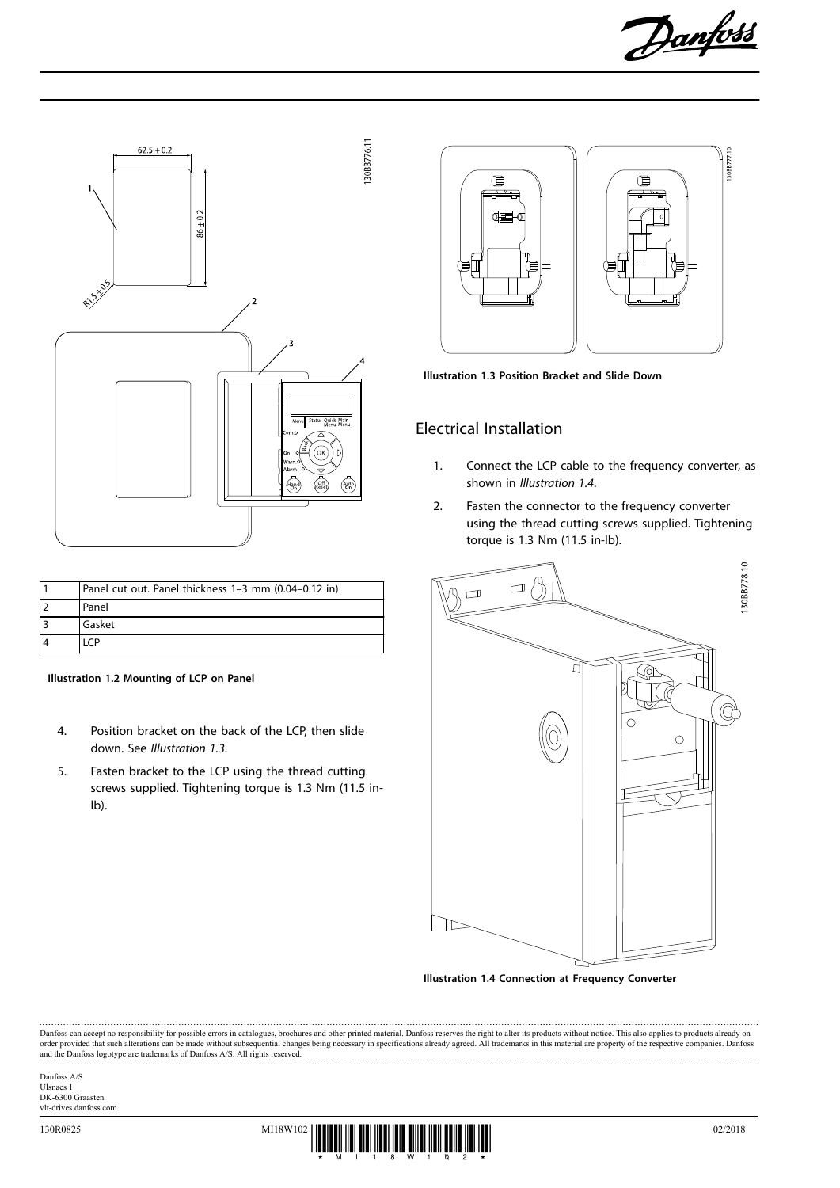62.5 ± 0.2

86 ± 0.2

R1.5 ± 0.5

130BB776.11

| | |
|---|---|
| 1 | Panel cut out. Panel thickness 1–3 mm (0.04–0.12 in) |
| 2 | Panel |
| 3 | Gasket |
| 4 | LCP |

**Illustration 1.2 Mounting of LCP on Panel**

4. Position bracket on the back of the LCP, then slide down. See *Illustration 1.3*.
5. Fasten bracket to the LCP using the thread cutting screws supplied. Tightening torque is 1.3 Nm (11.5 in-lb).

130BB777.10

**Illustration 1.3 Position Bracket and Slide Down**

## Electrical Installation

1. Connect the LCP cable to the frequency converter, as shown in *Illustration 1.4*.
2. Fasten the connector to the frequency converter using the thread cutting screws supplied. Tightening torque is 1.3 Nm (11.5 in-lb).

130BB778.10

**Illustration 1.4 Connection at Frequency Converter**

Danfoss can accept no responsibility for possible errors in catalogues, brochures and other printed material. Danfoss reserves the right to alter its products without notice. This also applies to products already on order provided that such alterations can be made without subsequential changes being necessary in specifications already agreed. All trademarks in this material are property of the respective companies. Danfoss and the Danfoss logotype are trademarks of Danfoss A/S. All rights reserved.

Danfoss A/S
Ulsnaes 1
DK-6300 Graasten
vlt-drives.danfoss.com

130R0825 MI18W102 02/2018